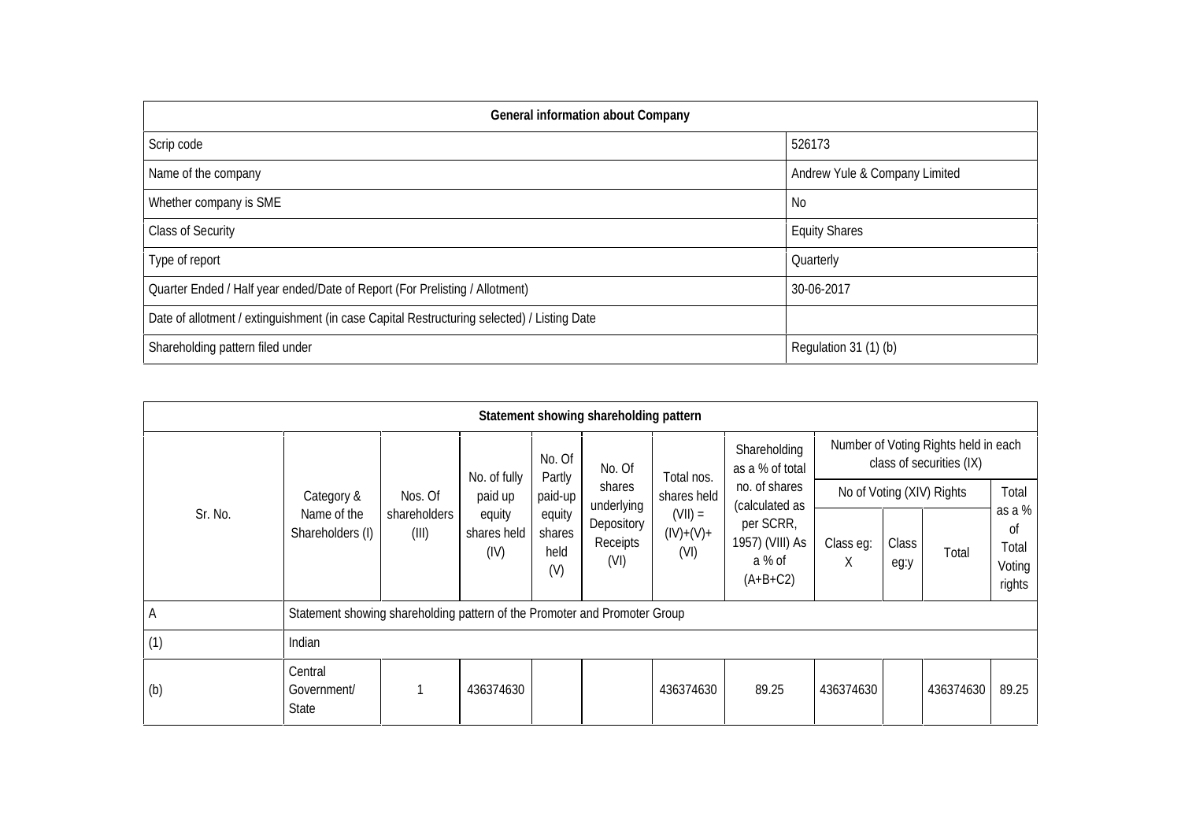| General information about Company | |
|---|---|
| Scrip code | 526173 |
| Name of the company | Andrew Yule & Company Limited |
| Whether company is SME | No |
| Class of Security | Equity Shares |
| Type of report | Quarterly |
| Quarter Ended / Half year ended/Date of Report (For Prelisting / Allotment) | 30-06-2017 |
| Date of allotment / extinguishment (in case Capital Restructuring selected) / Listing Date | |
| Shareholding pattern filed under | Regulation 31 (1) (b) |

| Statement showing shareholding pattern | | | | | | | | | | | | |
|---|---|---|---|---|---|---|---|---|---|---|---|---|
| Sr. No. | Category & Name of the Shareholders (I) | Nos. Of shareholders (III) | No. of fully paid up equity shares held (IV) | No. Of Partly paid-up equity shares held (V) | No. Of shares underlying Depository Receipts (VI) | Total nos. shares held (VII) = (IV)+(V)+ (VI) | Shareholding as a % of total no. of shares (calculated as per SCRR, 1957) (VIII) As a % of (A+B+C2) | Number of Voting Rights held in each class of securities (IX) | | | |
| | | | | | | | | No of Voting (XIV) Rights | | | Total as a % of Total Voting rights |
| | | | | | | | | Class eg: X | Class eg:y | Total | |
| A | Statement showing shareholding pattern of the Promoter and Promoter Group | | | | | | | | | | |
| (1) | Indian | | | | | | | | | | |
| (b) | Central Government/ State | 1 | 436374630 | | | 436374630 | 89.25 | 436374630 | | 436374630 | 89.25 |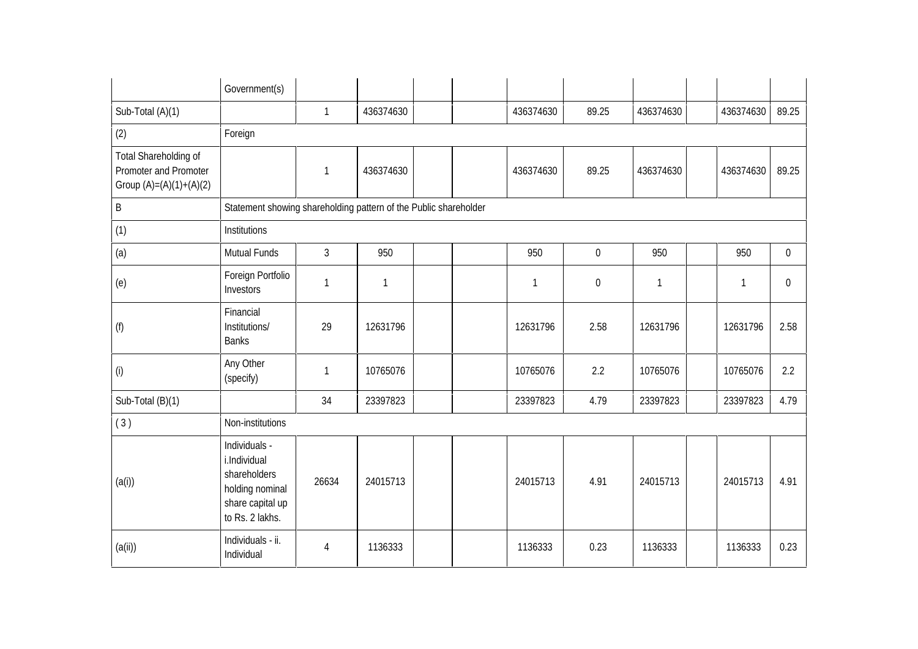| | Government(s) | | | | | | | | | | |
|---|---|---|---|---|---|---|---|---|---|---|---|
| Sub-Total (A)(1) | | 1 | 436374630 | | | 436374630 | 89.25 | 436374630 | | 436374630 | 89.25 |
| (2) | Foreign | | | | | | | | | | |
| Total Shareholding of Promoter and Promoter Group (A)=(A)(1)+(A)(2) | | 1 | 436374630 | | | 436374630 | 89.25 | 436374630 | | 436374630 | 89.25 |
| B | Statement showing shareholding pattern of the Public shareholder | | | | | | | | | | |
| (1) | Institutions | | | | | | | | | | |
| (a) | Mutual Funds | 3 | 950 | | | 950 | 0 | 950 | | 950 | 0 |
| (e) | Foreign Portfolio Investors | 1 | 1 | | | 1 | 0 | 1 | | 1 | 0 |
| (f) | Financial Institutions/ Banks | 29 | 12631796 | | | 12631796 | 2.58 | 12631796 | | 12631796 | 2.58 |
| (i) | Any Other (specify) | 1 | 10765076 | | | 10765076 | 2.2 | 10765076 | | 10765076 | 2.2 |
| Sub-Total (B)(1) | | 34 | 23397823 | | | 23397823 | 4.79 | 23397823 | | 23397823 | 4.79 |
| ( 3 ) | Non-institutions | | | | | | | | | | |
| (a(i)) | Individuals - i.Individual shareholders holding nominal share capital up to Rs. 2 lakhs. | 26634 | 24015713 | | | 24015713 | 4.91 | 24015713 | | 24015713 | 4.91 |
| (a(ii)) | Individuals - ii. Individual | 4 | 1136333 | | | 1136333 | 0.23 | 1136333 | | 1136333 | 0.23 |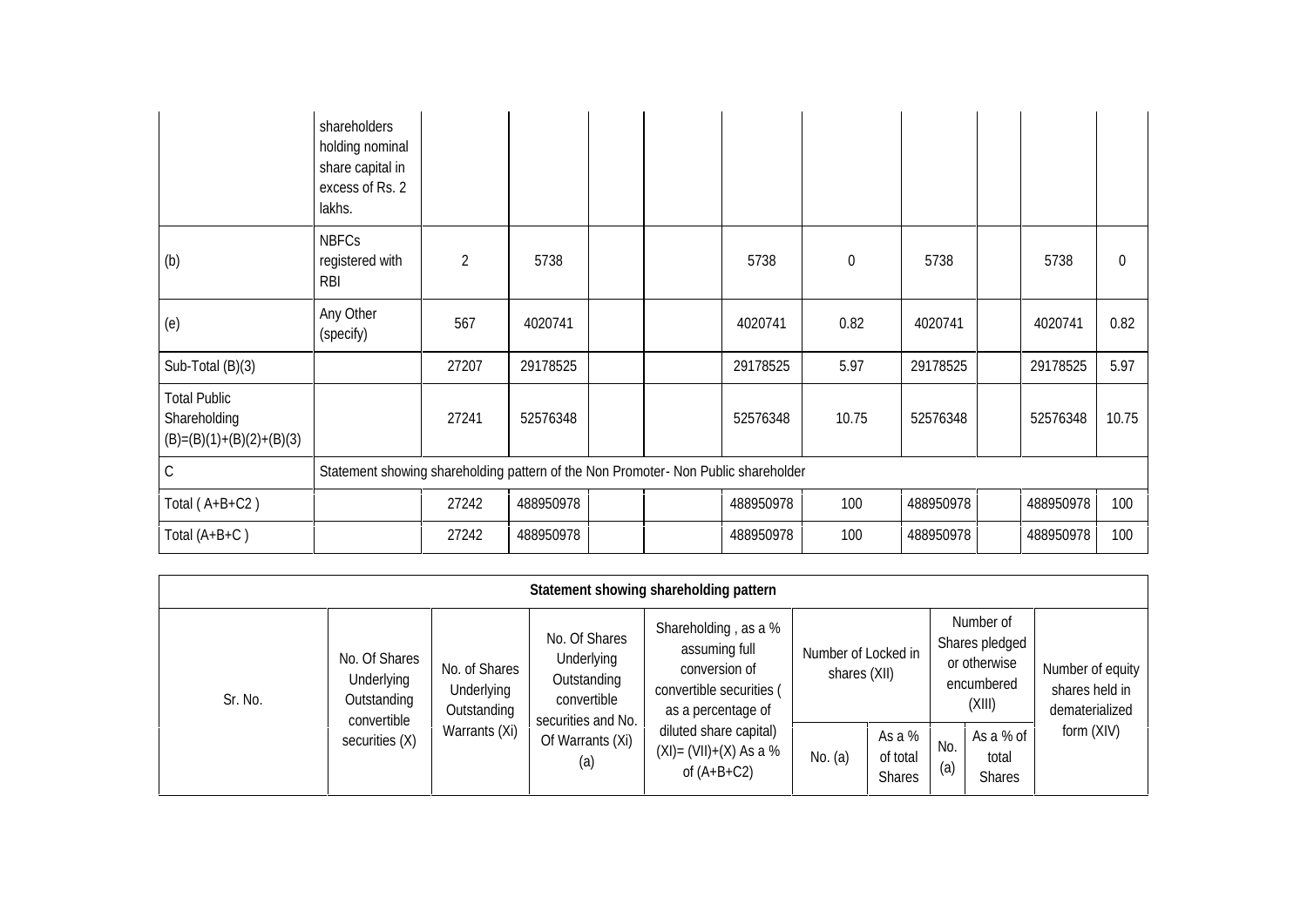| | | | | | | | | | | | |
|---|---|---|---|---|---|---|---|---|---|---|---|
| | shareholders holding nominal share capital in excess of Rs. 2 lakhs. | | | | | | | | | | |
| (b) | NBFCs registered with RBI | 2 | 5738 | | | 5738 | 0 | 5738 | | 5738 | 0 |
| (e) | Any Other (specify) | 567 | 4020741 | | | 4020741 | 0.82 | 4020741 | | 4020741 | 0.82 |
| Sub-Total (B)(3) | | 27207 | 29178525 | | | 29178525 | 5.97 | 29178525 | | 29178525 | 5.97 |
| Total Public Shareholding (B)=(B)(1)+(B)(2)+(B)(3) | | 27241 | 52576348 | | | 52576348 | 10.75 | 52576348 | | 52576348 | 10.75 |
| C | Statement showing shareholding pattern of the Non Promoter- Non Public shareholder | | | | | | | | | | |
| Total ( A+B+C2 ) | | 27242 | 488950978 | | | 488950978 | 100 | 488950978 | | 488950978 | 100 |
| Total (A+B+C ) | | 27242 | 488950978 | | | 488950978 | 100 | 488950978 | | 488950978 | 100 |

| Statement showing shareholding pattern | | | | | | | | | |
|---|---|---|---|---|---|---|---|---|---|
| Sr. No. | No. Of Shares Underlying Outstanding convertible securities (X) | No. of Shares Underlying Outstanding Warrants (Xi) | No. Of Shares Underlying Outstanding convertible securities and No. Of Warrants (Xi) (a) | Shareholding , as a % assuming full conversion of convertible securities ( as a percentage of diluted share capital) (XI)= (VII)+(X) As a % of (A+B+C2) | Number of Locked in shares (XII) | | Number of Shares pledged or otherwise encumbered (XIII) | | Number of equity shares held in dematerialized form (XIV) |
| | | | | | No. (a) | As a % of total Shares | No. (a) | As a % of total Shares | |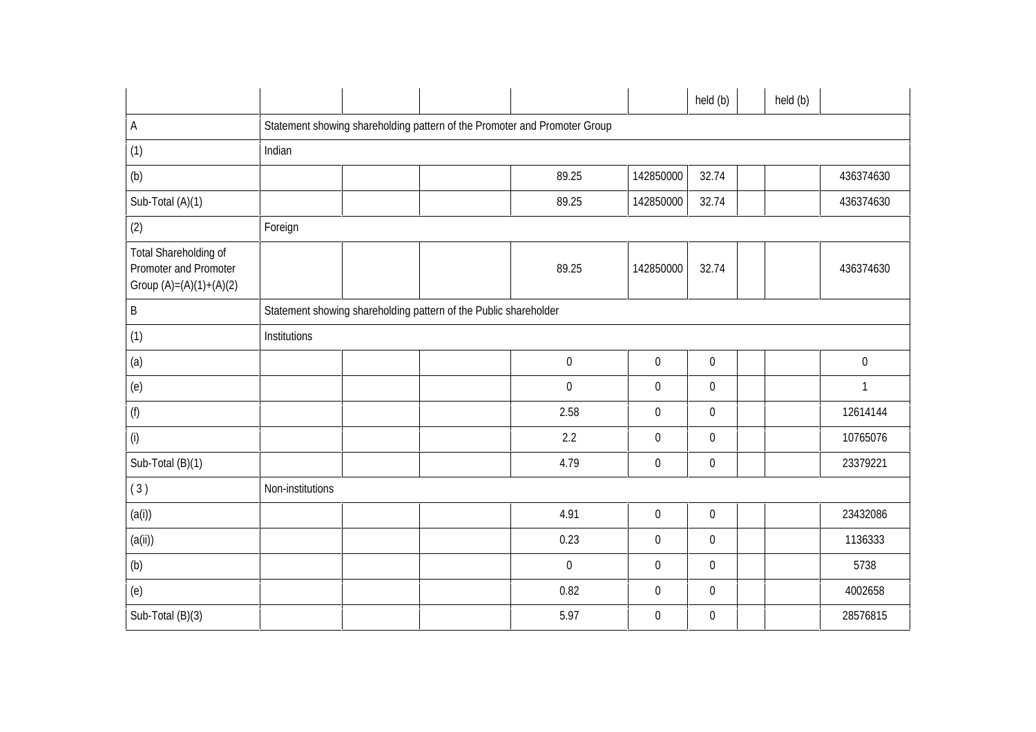| | | | | | | held (b) | | held (b) | |
|---|---|---|---|---|---|---|---|---|---|
| A | Statement showing shareholding pattern of the Promoter and Promoter Group | | | | | | | | |
| (1) | Indian | | | | | | | | |
| (b) | | | | 89.25 | 142850000 | 32.74 | | | 436374630 |
| Sub-Total (A)(1) | | | | 89.25 | 142850000 | 32.74 | | | 436374630 |
| (2) | Foreign | | | | | | | | |
| Total Shareholding of Promoter and Promoter Group (A)=(A)(1)+(A)(2) | | | | 89.25 | 142850000 | 32.74 | | | 436374630 |
| B | Statement showing shareholding pattern of the Public shareholder | | | | | | | | |
| (1) | Institutions | | | | | | | | |
| (a) | | | | 0 | 0 | 0 | | | 0 |
| (e) | | | | 0 | 0 | 0 | | | 1 |
| (f) | | | | 2.58 | 0 | 0 | | | 12614144 |
| (i) | | | | 2.2 | 0 | 0 | | | 10765076 |
| Sub-Total (B)(1) | | | | 4.79 | 0 | 0 | | | 23379221 |
| ( 3 ) | Non-institutions | | | | | | | | |
| (a(i)) | | | | 4.91 | 0 | 0 | | | 23432086 |
| (a(ii)) | | | | 0.23 | 0 | 0 | | | 1136333 |
| (b) | | | | 0 | 0 | 0 | | | 5738 |
| (e) | | | | 0.82 | 0 | 0 | | | 4002658 |
| Sub-Total (B)(3) | | | | 5.97 | 0 | 0 | | | 28576815 |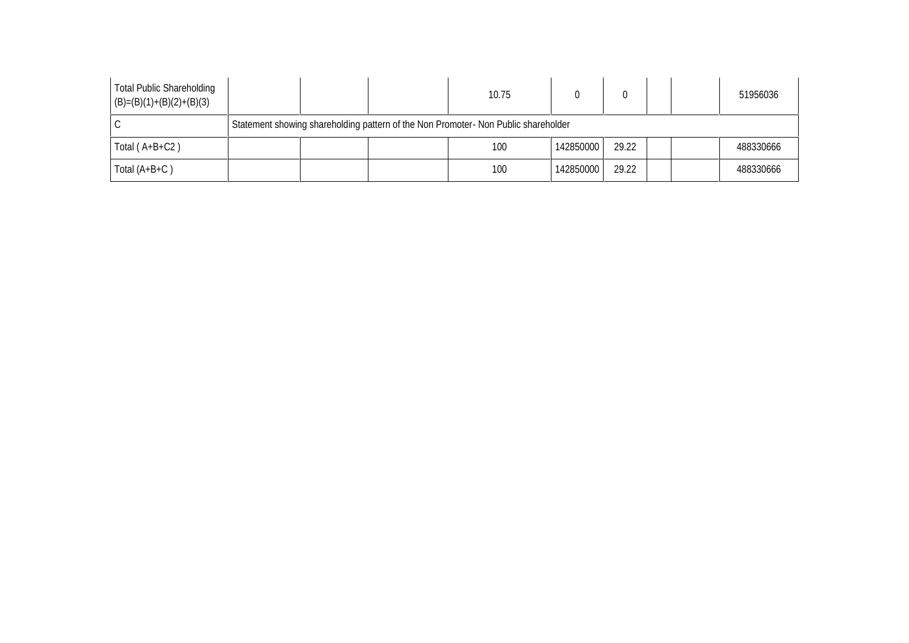| | | | | | | | | | |
|---|---|---|---|---|---|---|---|---|---|
| Total Public Shareholding (B)=(B)(1)+(B)(2)+(B)(3) | | | | 10.75 | 0 | 0 | | | 51956036 |
| C | Statement showing shareholding pattern of the Non Promoter- Non Public shareholder | | | | | | | | |
| Total ( A+B+C2 ) | | | | 100 | 142850000 | 29.22 | | | 488330666 |
| Total (A+B+C ) | | | | 100 | 142850000 | 29.22 | | | 488330666 |